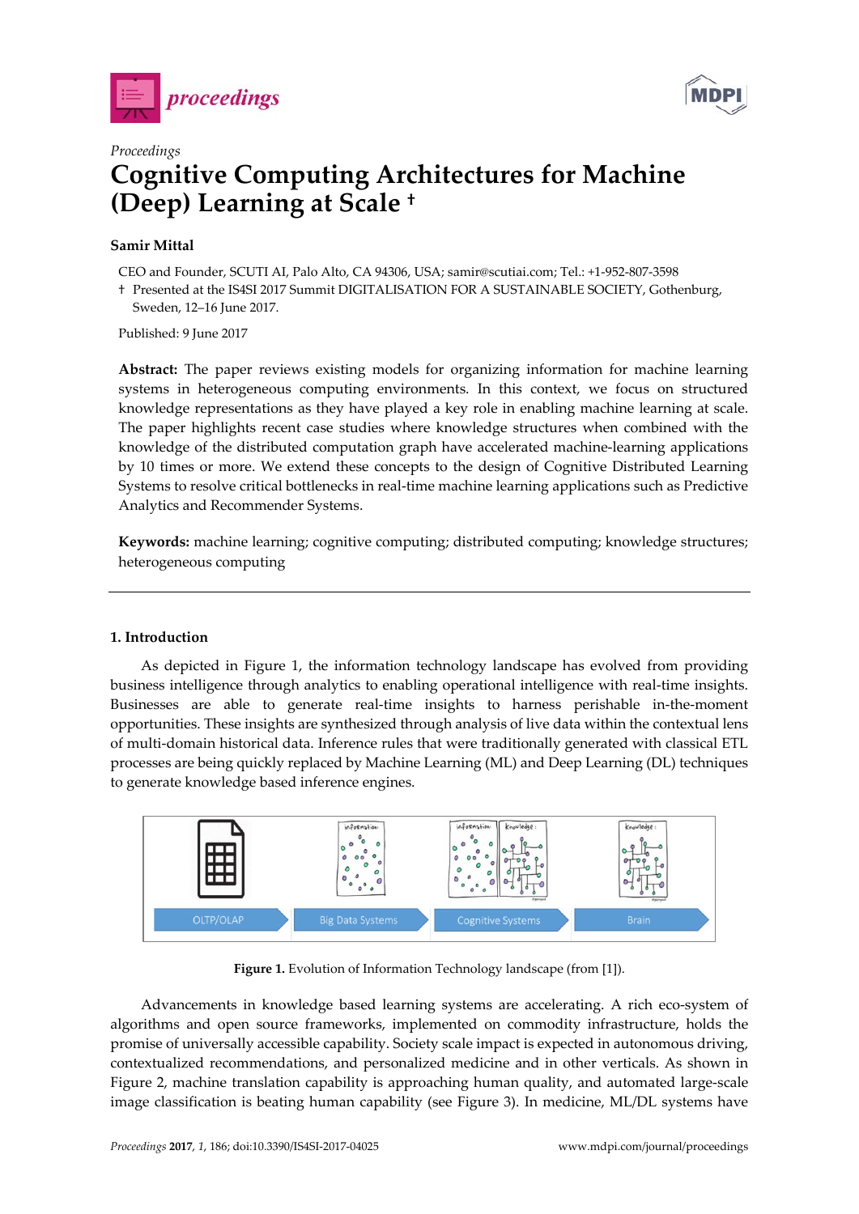*Proceedings*

# Cognitive Computing Architectures for Machine (Deep) Learning at Scale †

**Samir Mittal**

CEO and Founder, SCUTI AI, Palo Alto, CA 94306, USA; samir@scutiai.com; Tel.: +1-952-807-3598

† Presented at the IS4SI 2017 Summit DIGITALISATION FOR A SUSTAINABLE SOCIETY, Gothenburg, Sweden, 12–16 June 2017.

Published: 9 June 2017

**Abstract:** The paper reviews existing models for organizing information for machine learning systems in heterogeneous computing environments. In this context, we focus on structured knowledge representations as they have played a key role in enabling machine learning at scale. The paper highlights recent case studies where knowledge structures when combined with the knowledge of the distributed computation graph have accelerated machine-learning applications by 10 times or more. We extend these concepts to the design of Cognitive Distributed Learning Systems to resolve critical bottlenecks in real-time machine learning applications such as Predictive Analytics and Recommender Systems.

**Keywords:** machine learning; cognitive computing; distributed computing; knowledge structures; heterogeneous computing

## 1. Introduction

As depicted in Figure 1, the information technology landscape has evolved from providing business intelligence through analytics to enabling operational intelligence with real-time insights. Businesses are able to generate real-time insights to harness perishable in-the-moment opportunities. These insights are synthesized through analysis of live data within the contextual lens of multi-domain historical data. Inference rules that were traditionally generated with classical ETL processes are being quickly replaced by Machine Learning (ML) and Deep Learning (DL) techniques to generate knowledge based inference engines.

OLTP/OLAP | Big Data Systems | Cognitive Systems | Brain

**Figure 1.** Evolution of Information Technology landscape (from [1]).

Advancements in knowledge based learning systems are accelerating. A rich eco-system of algorithms and open source frameworks, implemented on commodity infrastructure, holds the promise of universally accessible capability. Society scale impact is expected in autonomous driving, contextualized recommendations, and personalized medicine and in other verticals. As shown in Figure 2, machine translation capability is approaching human quality, and automated large-scale image classification is beating human capability (see Figure 3). In medicine, ML/DL systems have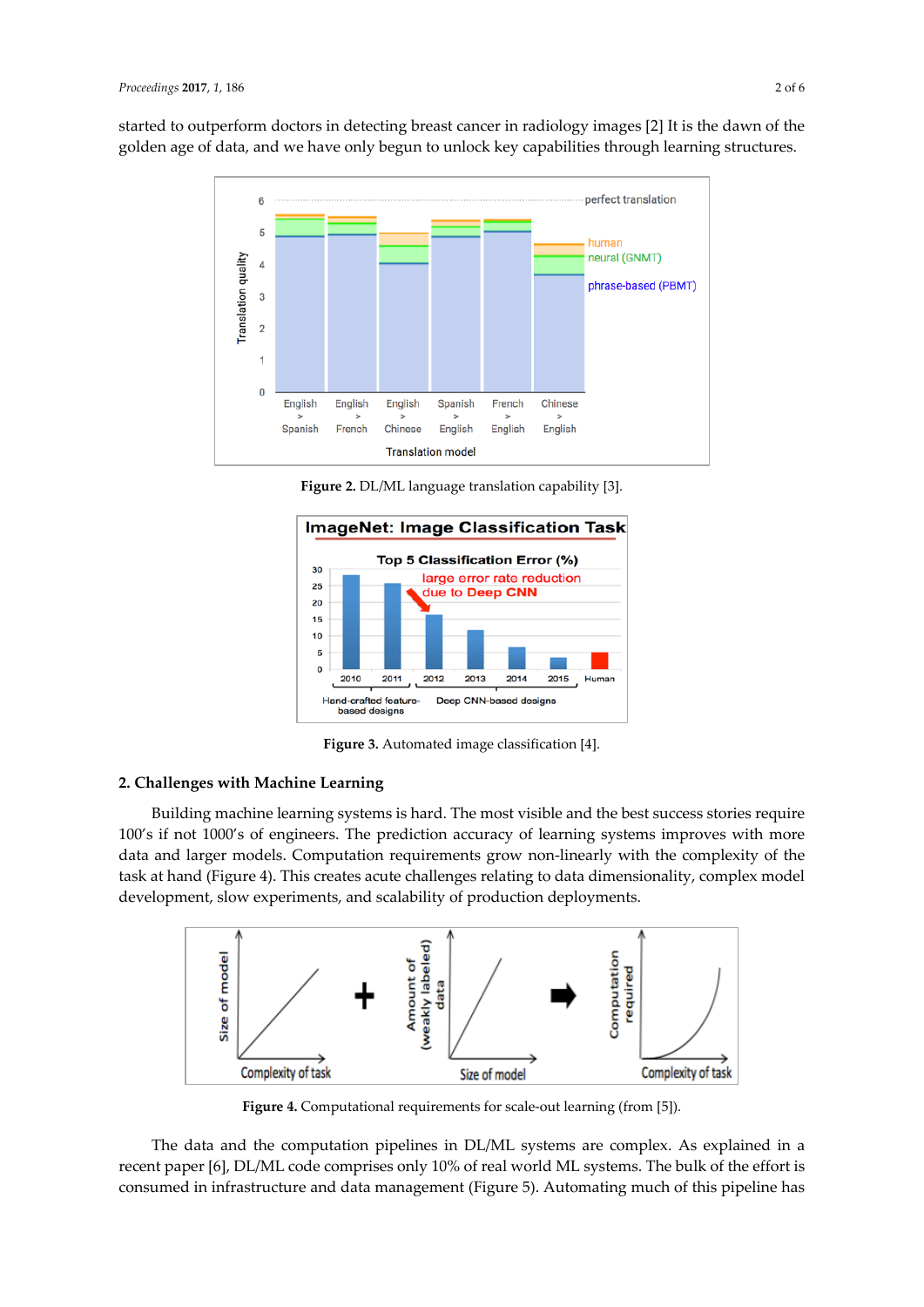started to outperform doctors in detecting breast cancer in radiology images [2] It is the dawn of the golden age of data, and we have only begun to unlock key capabilities through learning structures.

**Figure 2.** DL/ML language translation capability [3].

**Figure 3.** Automated image classification [4].

## 2. Challenges with Machine Learning

Building machine learning systems is hard. The most visible and the best success stories require 100's if not 1000's of engineers. The prediction accuracy of learning systems improves with more data and larger models. Computation requirements grow non-linearly with the complexity of the task at hand (Figure 4). This creates acute challenges relating to data dimensionality, complex model development, slow experiments, and scalability of production deployments.

**Figure 4.** Computational requirements for scale-out learning (from [5]).

The data and the computation pipelines in DL/ML systems are complex. As explained in a recent paper [6], DL/ML code comprises only 10% of real world ML systems. The bulk of the effort is consumed in infrastructure and data management (Figure 5). Automating much of this pipeline has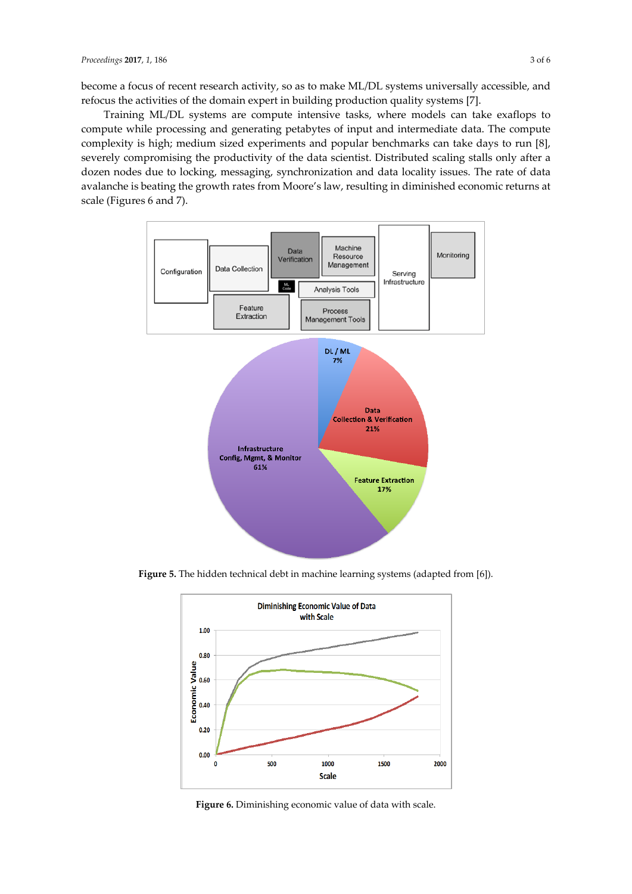become a focus of recent research activity, so as to make ML/DL systems universally accessible, and refocus the activities of the domain expert in building production quality systems [7].

Training ML/DL systems are compute intensive tasks, where models can take exaflops to compute while processing and generating petabytes of input and intermediate data. The compute complexity is high; medium sized experiments and popular benchmarks can take days to run [8], severely compromising the productivity of the data scientist. Distributed scaling stalls only after a dozen nodes due to locking, messaging, synchronization and data locality issues. The rate of data avalanche is beating the growth rates from Moore's law, resulting in diminished economic returns at scale (Figures 6 and 7).

**Figure 5.** The hidden technical debt in machine learning systems (adapted from [6]).

**Figure 6.** Diminishing economic value of data with scale.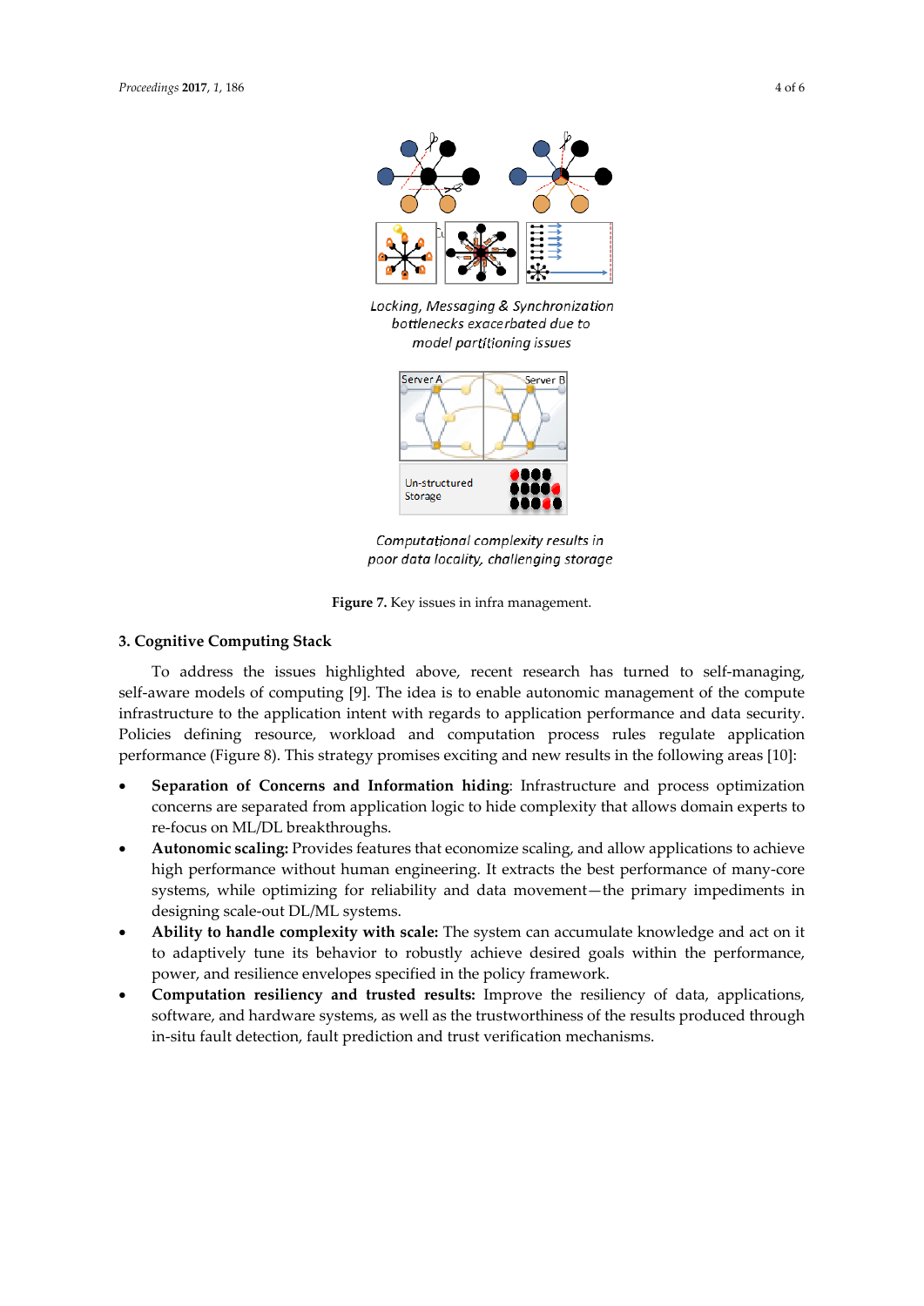Locking, Messaging & Synchronization bottlenecks exacerbated due to model partitioning issues

Computational complexity results in poor data locality, challenging storage

**Figure 7.** Key issues in infra management.

## 3. Cognitive Computing Stack

To address the issues highlighted above, recent research has turned to self-managing, self-aware models of computing [9]. The idea is to enable autonomic management of the compute infrastructure to the application intent with regards to application performance and data security. Policies defining resource, workload and computation process rules regulate application performance (Figure 8). This strategy promises exciting and new results in the following areas [10]:

- **Separation of Concerns and Information hiding**: Infrastructure and process optimization concerns are separated from application logic to hide complexity that allows domain experts to re-focus on ML/DL breakthroughs.
- **Autonomic scaling:** Provides features that economize scaling, and allow applications to achieve high performance without human engineering. It extracts the best performance of many-core systems, while optimizing for reliability and data movement—the primary impediments in designing scale-out DL/ML systems.
- **Ability to handle complexity with scale:** The system can accumulate knowledge and act on it to adaptively tune its behavior to robustly achieve desired goals within the performance, power, and resilience envelopes specified in the policy framework.
- **Computation resiliency and trusted results:** Improve the resiliency of data, applications, software, and hardware systems, as well as the trustworthiness of the results produced through in-situ fault detection, fault prediction and trust verification mechanisms.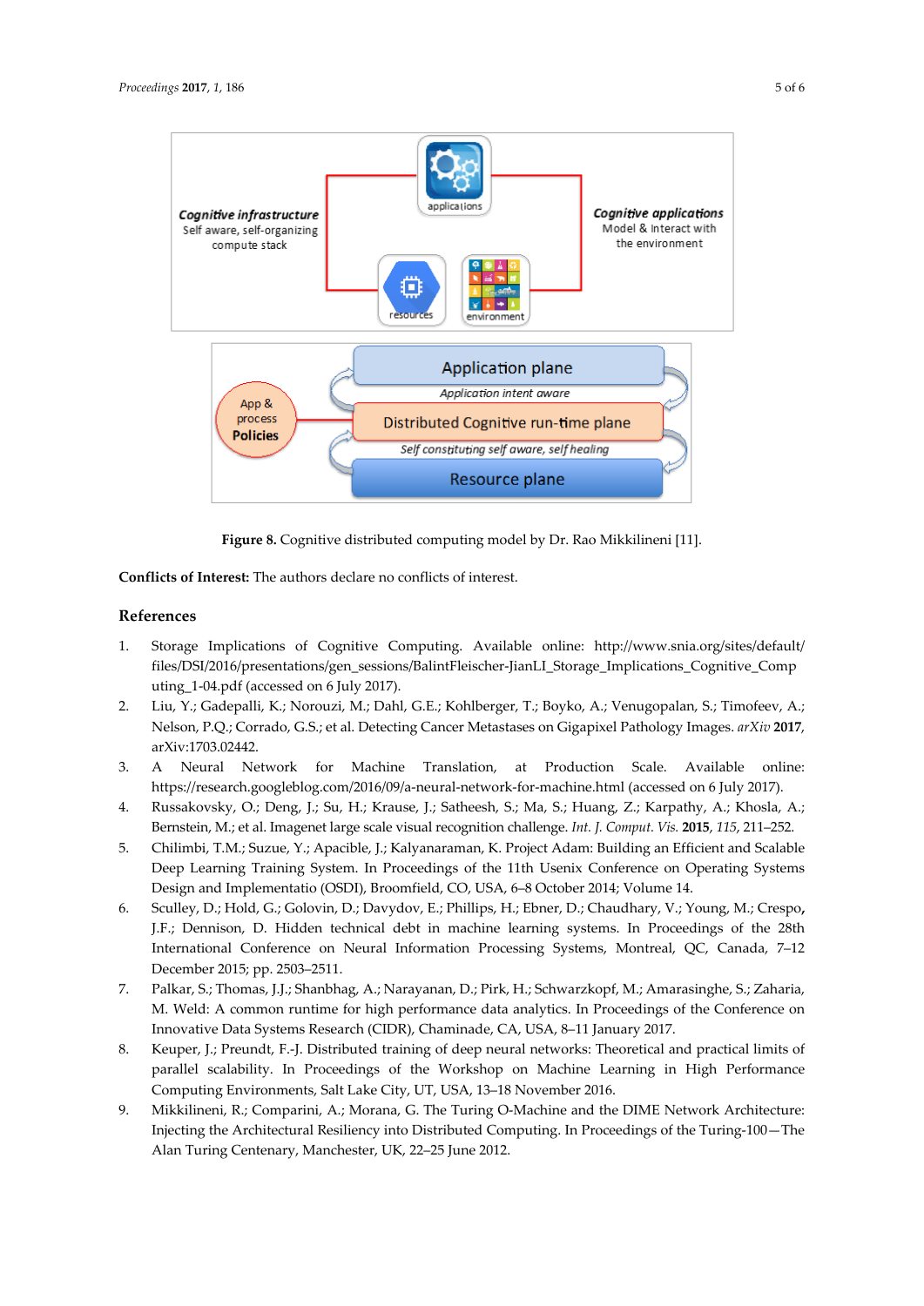**Figure 8.** Cognitive distributed computing model by Dr. Rao Mikkilineni [11].

**Conflicts of Interest:** The authors declare no conflicts of interest.

## References

1. Storage Implications of Cognitive Computing. Available online: http://www.snia.org/sites/default/files/DSI/2016/presentations/gen_sessions/BalintFleischer-JianLI_Storage_Implications_Cognitive_Computing_1-04.pdf (accessed on 6 July 2017).
2. Liu, Y.; Gadepalli, K.; Norouzi, M.; Dahl, G.E.; Kohlberger, T.; Boyko, A.; Venugopalan, S.; Timofeev, A.; Nelson, P.Q.; Corrado, G.S.; et al. Detecting Cancer Metastases on Gigapixel Pathology Images. *arXiv* **2017**, arXiv:1703.02442.
3. A Neural Network for Machine Translation, at Production Scale. Available online: https://research.googleblog.com/2016/09/a-neural-network-for-machine.html (accessed on 6 July 2017).
4. Russakovsky, O.; Deng, J.; Su, H.; Krause, J.; Satheesh, S.; Ma, S.; Huang, Z.; Karpathy, A.; Khosla, A.; Bernstein, M.; et al. Imagenet large scale visual recognition challenge. *Int. J. Comput. Vis.* **2015**, *115*, 211–252.
5. Chilimbi, T.M.; Suzue, Y.; Apacible, J.; Kalyanaraman, K. Project Adam: Building an Efficient and Scalable Deep Learning Training System. In Proceedings of the 11th Usenix Conference on Operating Systems Design and Implementatio (OSDI), Broomfield, CO, USA, 6–8 October 2014; Volume 14.
6. Sculley, D.; Hold, G.; Golovin, D.; Davydov, E.; Phillips, H.; Ebner, D.; Chaudhary, V.; Young, M.; Crespo, J.F.; Dennison, D. Hidden technical debt in machine learning systems. In Proceedings of the 28th International Conference on Neural Information Processing Systems, Montreal, QC, Canada, 7–12 December 2015; pp. 2503–2511.
7. Palkar, S.; Thomas, J.J.; Shanbhag, A.; Narayanan, D.; Pirk, H.; Schwarzkopf, M.; Amarasinghe, S.; Zaharia, M. Weld: A common runtime for high performance data analytics. In Proceedings of the Conference on Innovative Data Systems Research (CIDR), Chaminade, CA, USA, 8–11 January 2017.
8. Keuper, J.; Preundt, F.-J. Distributed training of deep neural networks: Theoretical and practical limits of parallel scalability. In Proceedings of the Workshop on Machine Learning in High Performance Computing Environments, Salt Lake City, UT, USA, 13–18 November 2016.
9. Mikkilineni, R.; Comparini, A.; Morana, G. The Turing O-Machine and the DIME Network Architecture: Injecting the Architectural Resiliency into Distributed Computing. In Proceedings of the Turing-100—The Alan Turing Centenary, Manchester, UK, 22–25 June 2012.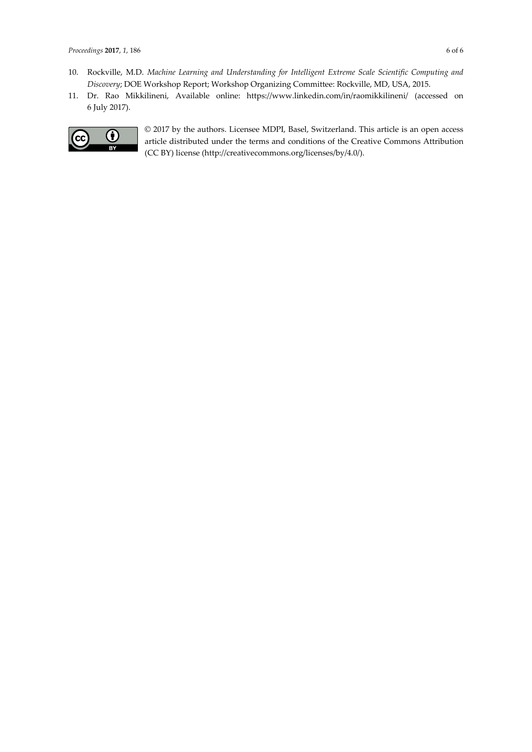10. Rockville, M.D. *Machine Learning and Understanding for Intelligent Extreme Scale Scientific Computing and Discovery*; DOE Workshop Report; Workshop Organizing Committee: Rockville, MD, USA, 2015.
11. Dr. Rao Mikkilineni, Available online: https://www.linkedin.com/in/raomikkilineni/ (accessed on 6 July 2017).

© 2017 by the authors. Licensee MDPI, Basel, Switzerland. This article is an open access article distributed under the terms and conditions of the Creative Commons Attribution (CC BY) license (http://creativecommons.org/licenses/by/4.0/).